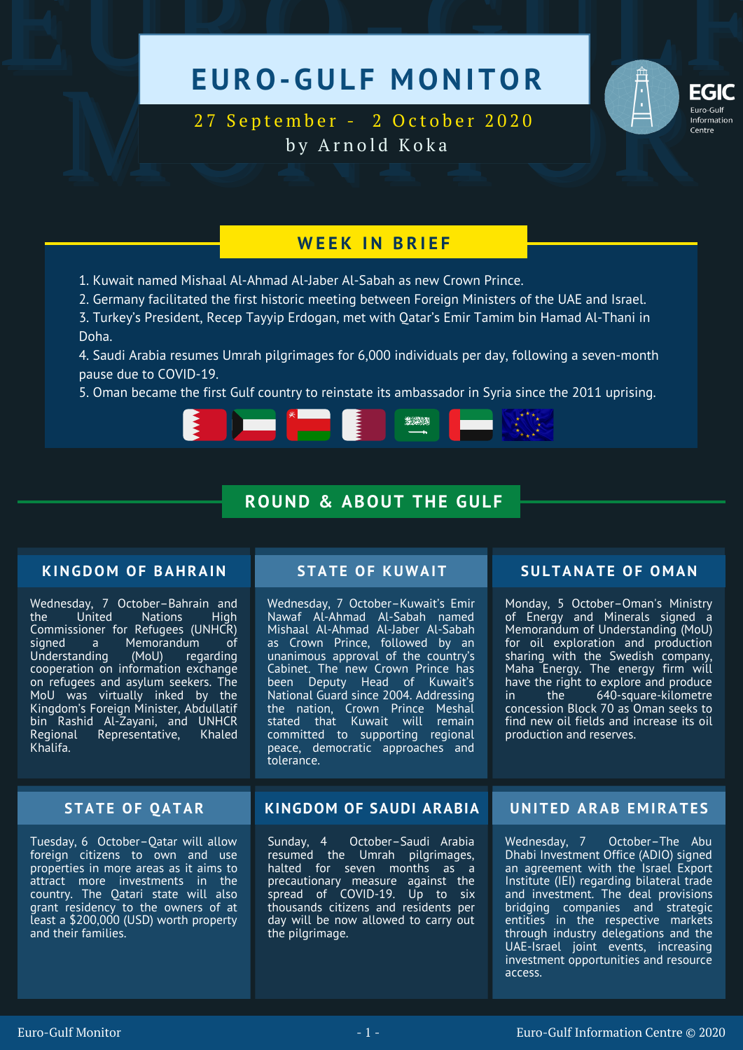# EURO-GULF MONITOR

27 September - 2 October 2020

by Arnold Koka

EGIC
Euro-Gulf Information Centre

## WEEK IN BRIEF

1. Kuwait named Mishaal Al-Ahmad Al-Jaber Al-Sabah as new Crown Prince.
2. Germany facilitated the first historic meeting between Foreign Ministers of the UAE and Israel.
3. Turkey's President, Recep Tayyip Erdogan, met with Qatar's Emir Tamim bin Hamad Al-Thani in Doha.
4. Saudi Arabia resumes Umrah pilgrimages for 6,000 individuals per day, following a seven-month pause due to COVID-19.
5. Oman became the first Gulf country to reinstate its ambassador in Syria since the 2011 uprising.

## ROUND & ABOUT THE GULF

### KINGDOM OF BAHRAIN

Wednesday, 7 October–Bahrain and the United Nations High Commissioner for Refugees (UNHCR) signed a Memorandum of Understanding (MoU) regarding cooperation on information exchange on refugees and asylum seekers. The MoU was virtually inked by the Kingdom's Foreign Minister, Abdullatif bin Rashid Al-Zayani, and UNHCR Regional Representative, Khaled Khalifa.

### STATE OF KUWAIT

Wednesday, 7 October–Kuwait's Emir Nawaf Al-Ahmad Al-Sabah named Mishaal Al-Ahmad Al-Jaber Al-Sabah as Crown Prince, followed by an unanimous approval of the country's Cabinet. The new Crown Prince has been Deputy Head of Kuwait's National Guard since 2004. Addressing the nation, Crown Prince Meshal stated that Kuwait will remain committed to supporting regional peace, democratic approaches and tolerance.

### SULTANATE OF OMAN

Monday, 5 October–Oman's Ministry of Energy and Minerals signed a Memorandum of Understanding (MoU) for oil exploration and production sharing with the Swedish company, Maha Energy. The energy firm will have the right to explore and produce in the 640-square-kilometre concession Block 70 as Oman seeks to find new oil fields and increase its oil production and reserves.

### STATE OF QATAR

Tuesday, 6 October–Qatar will allow foreign citizens to own and use properties in more areas as it aims to attract more investments in the country. The Qatari state will also grant residency to the owners of at least a $200,000 (USD) worth property and their families.

### KINGDOM OF SAUDI ARABIA

Sunday, 4 October–Saudi Arabia resumed the Umrah pilgrimages, halted for seven months as a precautionary measure against the spread of COVID-19. Up to six thousands citizens and residents per day will be now allowed to carry out the pilgrimage.

### UNITED ARAB EMIRATES

Wednesday, 7 October–The Abu Dhabi Investment Office (ADIO) signed an agreement with the Israel Export Institute (IEI) regarding bilateral trade and investment. The deal provisions bridging companies and strategic entities in the respective markets through industry delegations and the UAE-Israel joint events, increasing investment opportunities and resource access.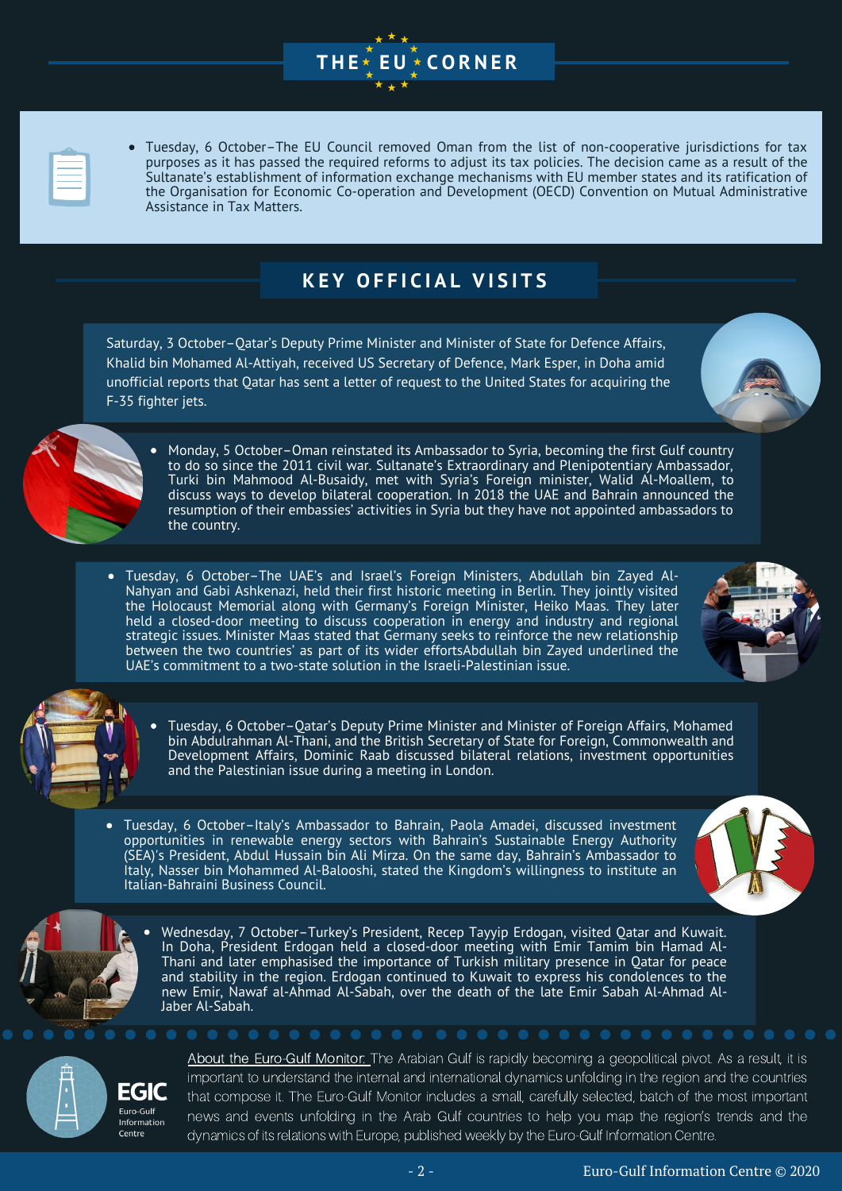## THE EU CORNER

- Tuesday, 6 October–The EU Council removed Oman from the list of non-cooperative jurisdictions for tax purposes as it has passed the required reforms to adjust its tax policies. The decision came as a result of the Sultanate's establishment of information exchange mechanisms with EU member states and its ratification of the Organisation for Economic Co-operation and Development (OECD) Convention on Mutual Administrative Assistance in Tax Matters.

## KEY OFFICIAL VISITS

Saturday, 3 October–Qatar's Deputy Prime Minister and Minister of State for Defence Affairs, Khalid bin Mohamed Al-Attiyah, received US Secretary of Defence, Mark Esper, in Doha amid unofficial reports that Qatar has sent a letter of request to the United States for acquiring the F-35 fighter jets.

- Monday, 5 October–Oman reinstated its Ambassador to Syria, becoming the first Gulf country to do so since the 2011 civil war. Sultanate's Extraordinary and Plenipotentiary Ambassador, Turki bin Mahmood Al-Busaidy, met with Syria's Foreign minister, Walid Al-Moallem, to discuss ways to develop bilateral cooperation. In 2018 the UAE and Bahrain announced the resumption of their embassies' activities in Syria but they have not appointed ambassadors to the country.

- Tuesday, 6 October–The UAE's and Israel's Foreign Ministers, Abdullah bin Zayed Al-Nahyan and Gabi Ashkenazi, held their first historic meeting in Berlin. They jointly visited the Holocaust Memorial along with Germany's Foreign Minister, Heiko Maas. They later held a closed-door meeting to discuss cooperation in energy and industry and regional strategic issues. Minister Maas stated that Germany seeks to reinforce the new relationship between the two countries' as part of its wider effortsAbdullah bin Zayed underlined the UAE's commitment to a two-state solution in the Israeli-Palestinian issue.

- Tuesday, 6 October–Qatar's Deputy Prime Minister and Minister of Foreign Affairs, Mohamed bin Abdulrahman Al-Thani, and the British Secretary of State for Foreign, Commonwealth and Development Affairs, Dominic Raab discussed bilateral relations, investment opportunities and the Palestinian issue during a meeting in London.

- Tuesday, 6 October–Italy's Ambassador to Bahrain, Paola Amadei, discussed investment opportunities in renewable energy sectors with Bahrain's Sustainable Energy Authority (SEA)'s President, Abdul Hussain bin Ali Mirza. On the same day, Bahrain's Ambassador to Italy, Nasser bin Mohammed Al-Balooshi, stated the Kingdom's willingness to institute an Italian-Bahraini Business Council.

- Wednesday, 7 October–Turkey's President, Recep Tayyip Erdogan, visited Qatar and Kuwait. In Doha, President Erdogan held a closed-door meeting with Emir Tamim bin Hamad Al-Thani and later emphasised the importance of Turkish military presence in Qatar for peace and stability in the region. Erdogan continued to Kuwait to express his condolences to the new Emir, Nawaf al-Ahmad Al-Sabah, over the death of the late Emir Sabah Al-Ahmad Al-Jaber Al-Sabah.

EGIC Euro-Gulf Information Centre

About the Euro-Gulf Monitor: The Arabian Gulf is rapidly becoming a geopolitical pivot. As a result, it is important to understand the internal and international dynamics unfolding in the region and the countries that compose it. The Euro-Gulf Monitor includes a small, carefully selected, batch of the most important news and events unfolding in the Arab Gulf countries to help you map the region's trends and the dynamics of its relations with Europe, published weekly by the Euro-Gulf Information Centre.

Euro-Gulf Information Centre © 2020